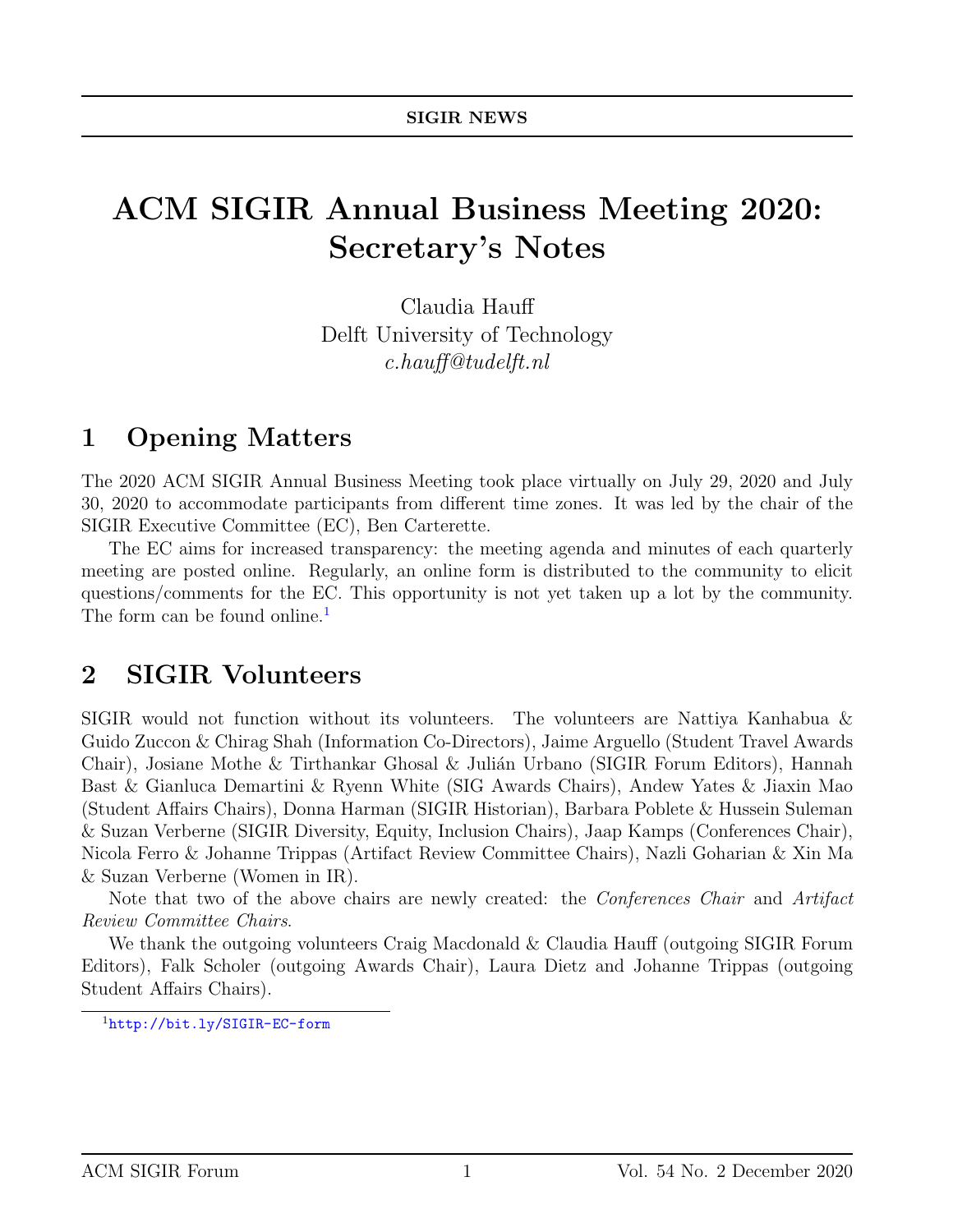SIGIR NEWS

# ACM SIGIR Annual Business Meeting 2020: Secretary's Notes

Claudia Hauff
Delft University of Technology
*c.hauff@tudelft.nl*

## 1 Opening Matters

The 2020 ACM SIGIR Annual Business Meeting took place virtually on July 29, 2020 and July 30, 2020 to accommodate participants from different time zones. It was led by the chair of the SIGIR Executive Committee (EC), Ben Carterette.

The EC aims for increased transparency: the meeting agenda and minutes of each quarterly meeting are posted online. Regularly, an online form is distributed to the community to elicit questions/comments for the EC. This opportunity is not yet taken up a lot by the community. The form can be found online.[1]

## 2 SIGIR Volunteers

SIGIR would not function without its volunteers. The volunteers are Nattiya Kanhabua & Guido Zuccon & Chirag Shah (Information Co-Directors), Jaime Arguello (Student Travel Awards Chair), Josiane Mothe & Tirthankar Ghosal & Julián Urbano (SIGIR Forum Editors), Hannah Bast & Gianluca Demartini & Ryenn White (SIG Awards Chairs), Andew Yates & Jiaxin Mao (Student Affairs Chairs), Donna Harman (SIGIR Historian), Barbara Poblete & Hussein Suleman & Suzan Verberne (SIGIR Diversity, Equity, Inclusion Chairs), Jaap Kamps (Conferences Chair), Nicola Ferro & Johanne Trippas (Artifact Review Committee Chairs), Nazli Goharian & Xin Ma & Suzan Verberne (Women in IR).

Note that two of the above chairs are newly created: the *Conferences Chair* and *Artifact Review Committee Chairs*.

We thank the outgoing volunteers Craig Macdonald & Claudia Hauff (outgoing SIGIR Forum Editors), Falk Scholer (outgoing Awards Chair), Laura Dietz and Johanne Trippas (outgoing Student Affairs Chairs).

[1] http://bit.ly/SIGIR-EC-form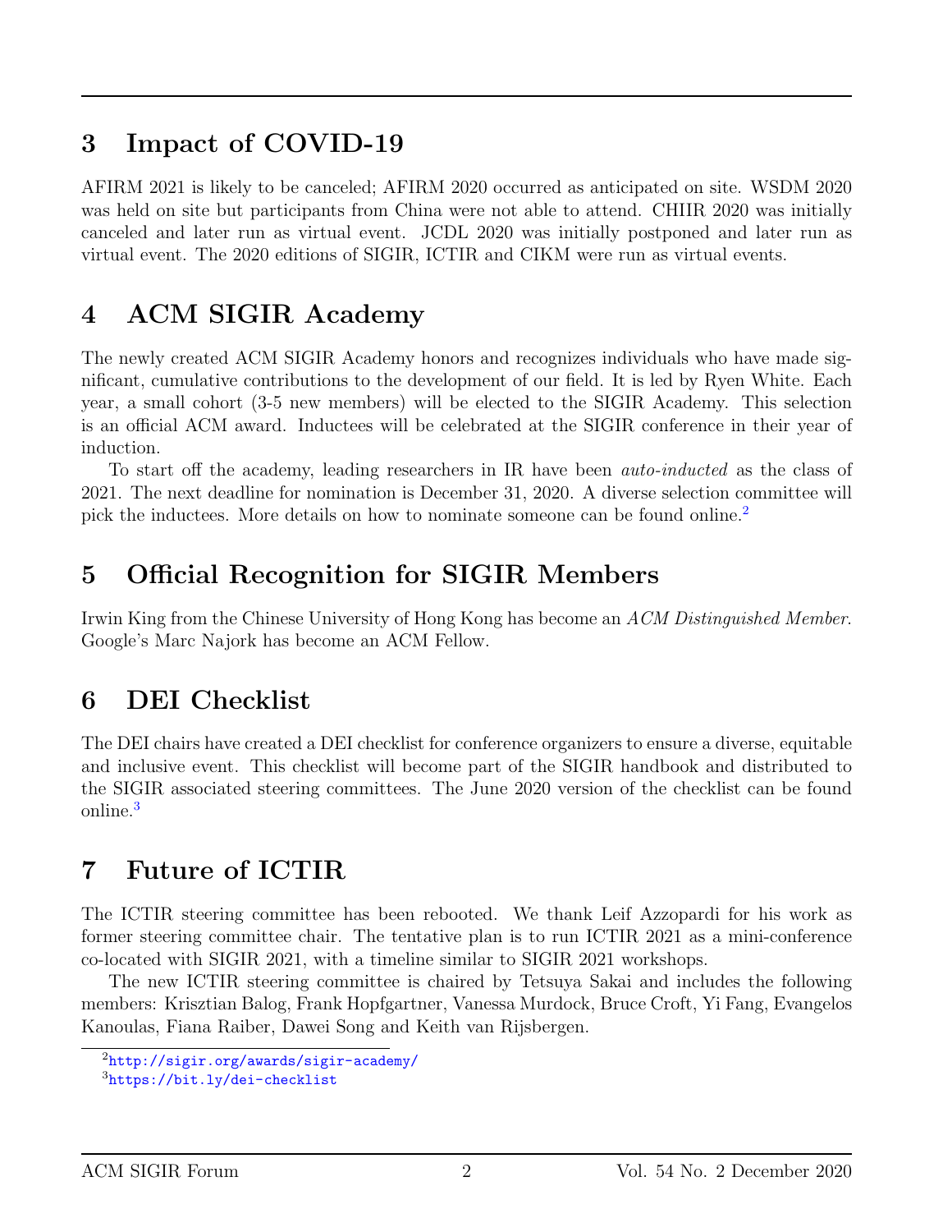## 3 Impact of COVID-19

AFIRM 2021 is likely to be canceled; AFIRM 2020 occurred as anticipated on site. WSDM 2020 was held on site but participants from China were not able to attend. CHIIR 2020 was initially canceled and later run as virtual event. JCDL 2020 was initially postponed and later run as virtual event. The 2020 editions of SIGIR, ICTIR and CIKM were run as virtual events.

## 4 ACM SIGIR Academy

The newly created ACM SIGIR Academy honors and recognizes individuals who have made significant, cumulative contributions to the development of our field. It is led by Ryen White. Each year, a small cohort (3-5 new members) will be elected to the SIGIR Academy. This selection is an official ACM award. Inductees will be celebrated at the SIGIR conference in their year of induction.

To start off the academy, leading researchers in IR have been *auto-inducted* as the class of 2021. The next deadline for nomination is December 31, 2020. A diverse selection committee will pick the inductees. More details on how to nominate someone can be found online.[2]

## 5 Official Recognition for SIGIR Members

Irwin King from the Chinese University of Hong Kong has become an *ACM Distinguished Member*. Google's Marc Najork has become an ACM Fellow.

## 6 DEI Checklist

The DEI chairs have created a DEI checklist for conference organizers to ensure a diverse, equitable and inclusive event. This checklist will become part of the SIGIR handbook and distributed to the SIGIR associated steering committees. The June 2020 version of the checklist can be found online.[3]

## 7 Future of ICTIR

The ICTIR steering committee has been rebooted. We thank Leif Azzopardi for his work as former steering committee chair. The tentative plan is to run ICTIR 2021 as a mini-conference co-located with SIGIR 2021, with a timeline similar to SIGIR 2021 workshops.

The new ICTIR steering committee is chaired by Tetsuya Sakai and includes the following members: Krisztian Balog, Frank Hopfgartner, Vanessa Murdock, Bruce Croft, Yi Fang, Evangelos Kanoulas, Fiana Raiber, Dawei Song and Keith van Rijsbergen.

[2] http://sigir.org/awards/sigir-academy/

[3] https://bit.ly/dei-checklist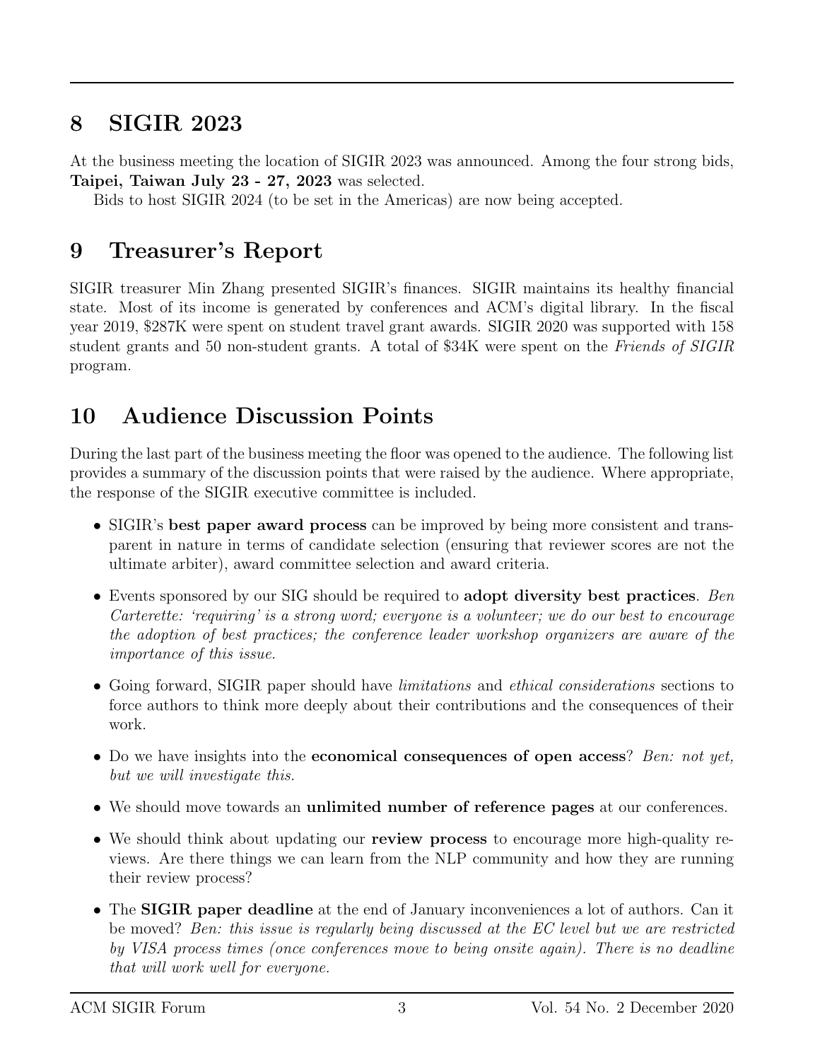## 8 SIGIR 2023

At the business meeting the location of SIGIR 2023 was announced. Among the four strong bids, **Taipei, Taiwan July 23 - 27, 2023** was selected.

Bids to host SIGIR 2024 (to be set in the Americas) are now being accepted.

## 9 Treasurer's Report

SIGIR treasurer Min Zhang presented SIGIR's finances. SIGIR maintains its healthy financial state. Most of its income is generated by conferences and ACM's digital library. In the fiscal year 2019, $287K were spent on student travel grant awards. SIGIR 2020 was supported with 158 student grants and 50 non-student grants. A total of $34K were spent on the *Friends of SIGIR* program.

## 10 Audience Discussion Points

During the last part of the business meeting the floor was opened to the audience. The following list provides a summary of the discussion points that were raised by the audience. Where appropriate, the response of the SIGIR executive committee is included.

- SIGIR's **best paper award process** can be improved by being more consistent and transparent in nature in terms of candidate selection (ensuring that reviewer scores are not the ultimate arbiter), award committee selection and award criteria.
- Events sponsored by our SIG should be required to **adopt diversity best practices**. *Ben Carterette: 'requiring' is a strong word; everyone is a volunteer; we do our best to encourage the adoption of best practices; the conference leader workshop organizers are aware of the importance of this issue.*
- Going forward, SIGIR paper should have *limitations* and *ethical considerations* sections to force authors to think more deeply about their contributions and the consequences of their work.
- Do we have insights into the **economical consequences of open access**? *Ben: not yet, but we will investigate this.*
- We should move towards an **unlimited number of reference pages** at our conferences.
- We should think about updating our **review process** to encourage more high-quality reviews. Are there things we can learn from the NLP community and how they are running their review process?
- The **SIGIR paper deadline** at the end of January inconveniences a lot of authors. Can it be moved? *Ben: this issue is regularly being discussed at the EC level but we are restricted by VISA process times (once conferences move to being onsite again). There is no deadline that will work well for everyone.*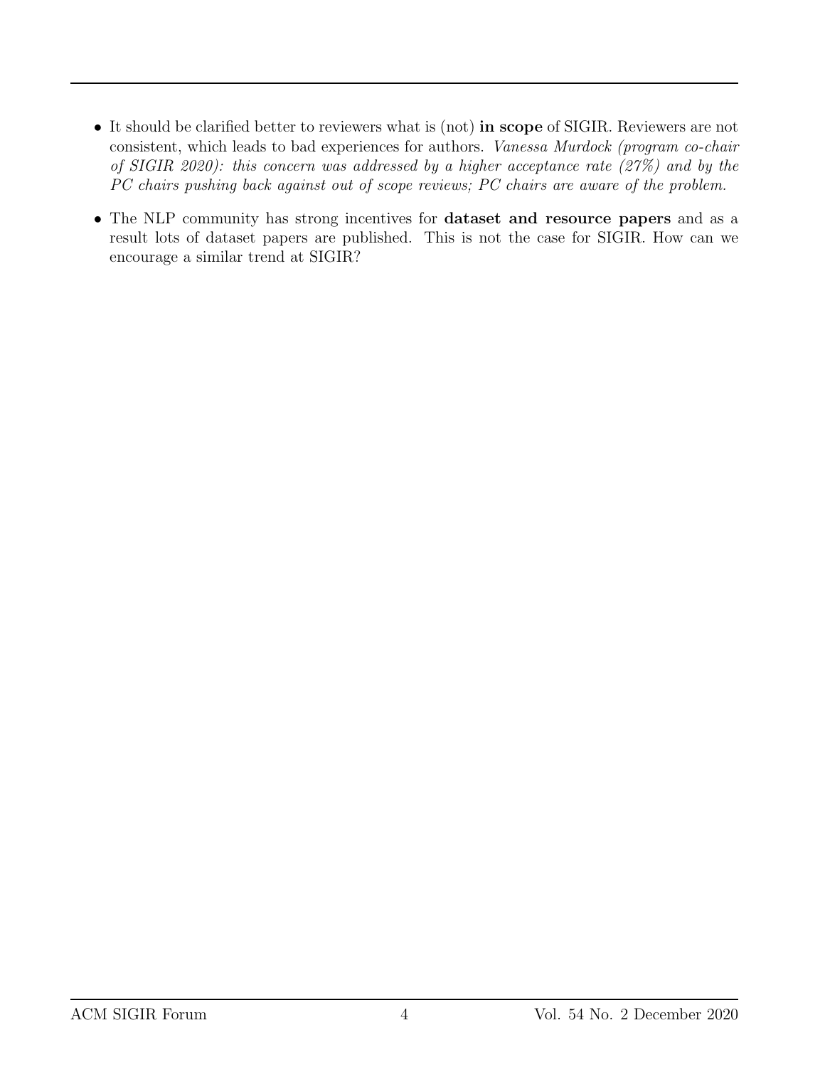- It should be clarified better to reviewers what is (not) **in scope** of SIGIR. Reviewers are not consistent, which leads to bad experiences for authors. *Vanessa Murdock (program co-chair of SIGIR 2020): this concern was addressed by a higher acceptance rate (27%) and by the PC chairs pushing back against out of scope reviews; PC chairs are aware of the problem.*
- The NLP community has strong incentives for **dataset and resource papers** and as a result lots of dataset papers are published. This is not the case for SIGIR. How can we encourage a similar trend at SIGIR?